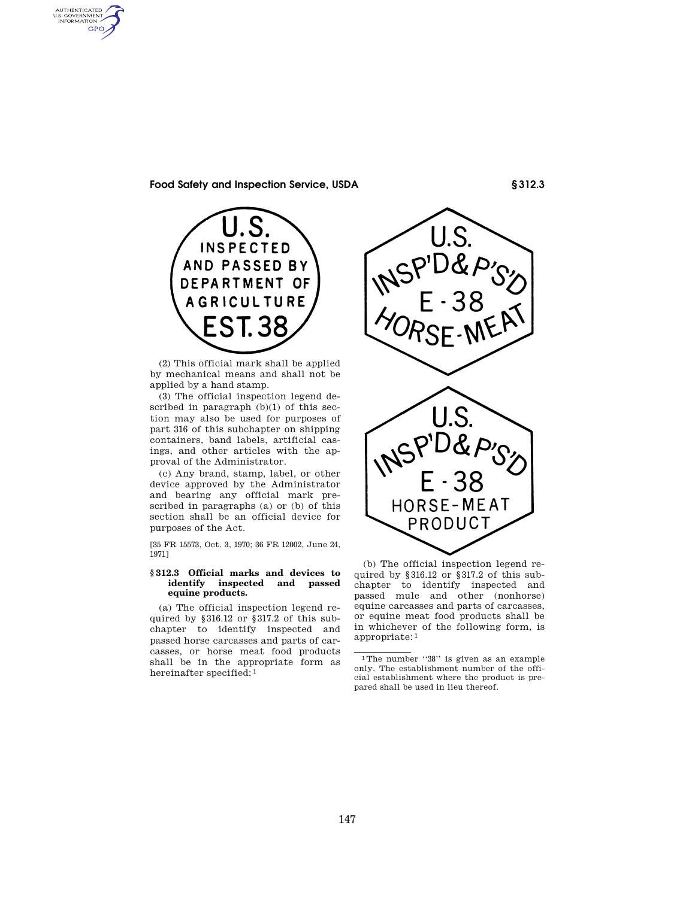U.S.
INSPECTED
AND PASSED BY
DEPARTMENT OF
AGRICULTURE
EST. 38

(2) This official mark shall be applied by mechanical means and shall not be applied by a hand stamp.

(3) The official inspection legend described in paragraph (b)(1) of this section may also be used for purposes of part 316 of this subchapter on shipping containers, band labels, artificial casings, and other articles with the approval of the Administrator.

(c) Any brand, stamp, label, or other device approved by the Administrator and bearing any official mark prescribed in paragraphs (a) or (b) of this section shall be an official device for purposes of the Act.

[35 FR 15573, Oct. 3, 1970; 36 FR 12002, June 24, 1971]

### § 312.3 Official marks and devices to identify inspected and passed equine products.

(a) The official inspection legend required by § 316.12 or § 317.2 of this subchapter to identify inspected and passed horse carcasses and parts of carcasses, or horse meat food products shall be in the appropriate form as hereinafter specified:[1]

U.S.
INSP'D & P'S'D
E - 38
HORSE-MEAT

U.S.
INSP'D & P'S'D
E - 38
HORSE-MEAT
PRODUCT

(b) The official inspection legend required by § 316.12 or § 317.2 of this subchapter to identify inspected and passed mule and other (nonhorse) equine carcasses and parts of carcasses, or equine meat food products shall be in whichever of the following form, is appropriate:[1]

[1] The number "38" is given as an example only. The establishment number of the official establishment where the product is prepared shall be used in lieu thereof.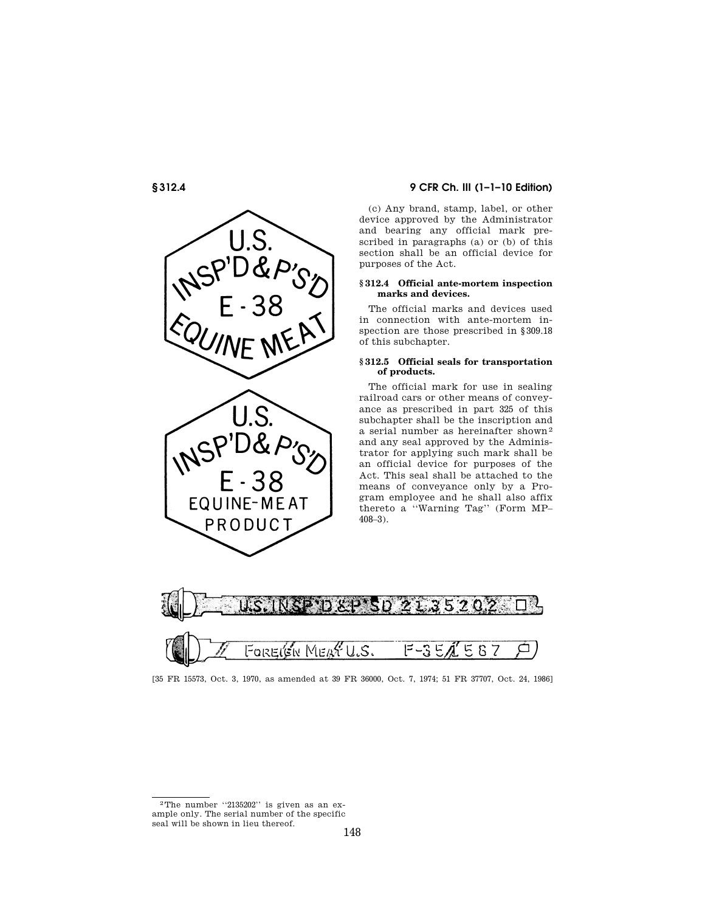U.S.
INSP'D&P'S'D
E-38
EQUINE MEAT

U.S.
INSP'D&P'S'D
E-38
EQUINE-MEAT
PRODUCT

(c) Any brand, stamp, label, or other device approved by the Administrator and bearing any official mark prescribed in paragraphs (a) or (b) of this section shall be an official device for purposes of the Act.

### § 312.4 Official ante-mortem inspection marks and devices.

The official marks and devices used in connection with ante-mortem inspection are those prescribed in § 309.18 of this subchapter.

### § 312.5 Official seals for transportation of products.

The official mark for use in sealing railroad cars or other means of conveyance as prescribed in part 325 of this subchapter shall be the inscription and a serial number as hereinafter shown[2] and any seal approved by the Administrator for applying such mark shall be an official device for purposes of the Act. This seal shall be attached to the means of conveyance only by a Program employee and he shall also affix thereto a ''Warning Tag'' (Form MP–408–3).

U.S. INSP'D & P'S'D 2135202

FOREIGN MEAT U.S. F-351587

[35 FR 15573, Oct. 3, 1970, as amended at 39 FR 36000, Oct. 7, 1974; 51 FR 37707, Oct. 24, 1986]

[2] The number ''2135202'' is given as an example only. The serial number of the specific seal will be shown in lieu thereof.